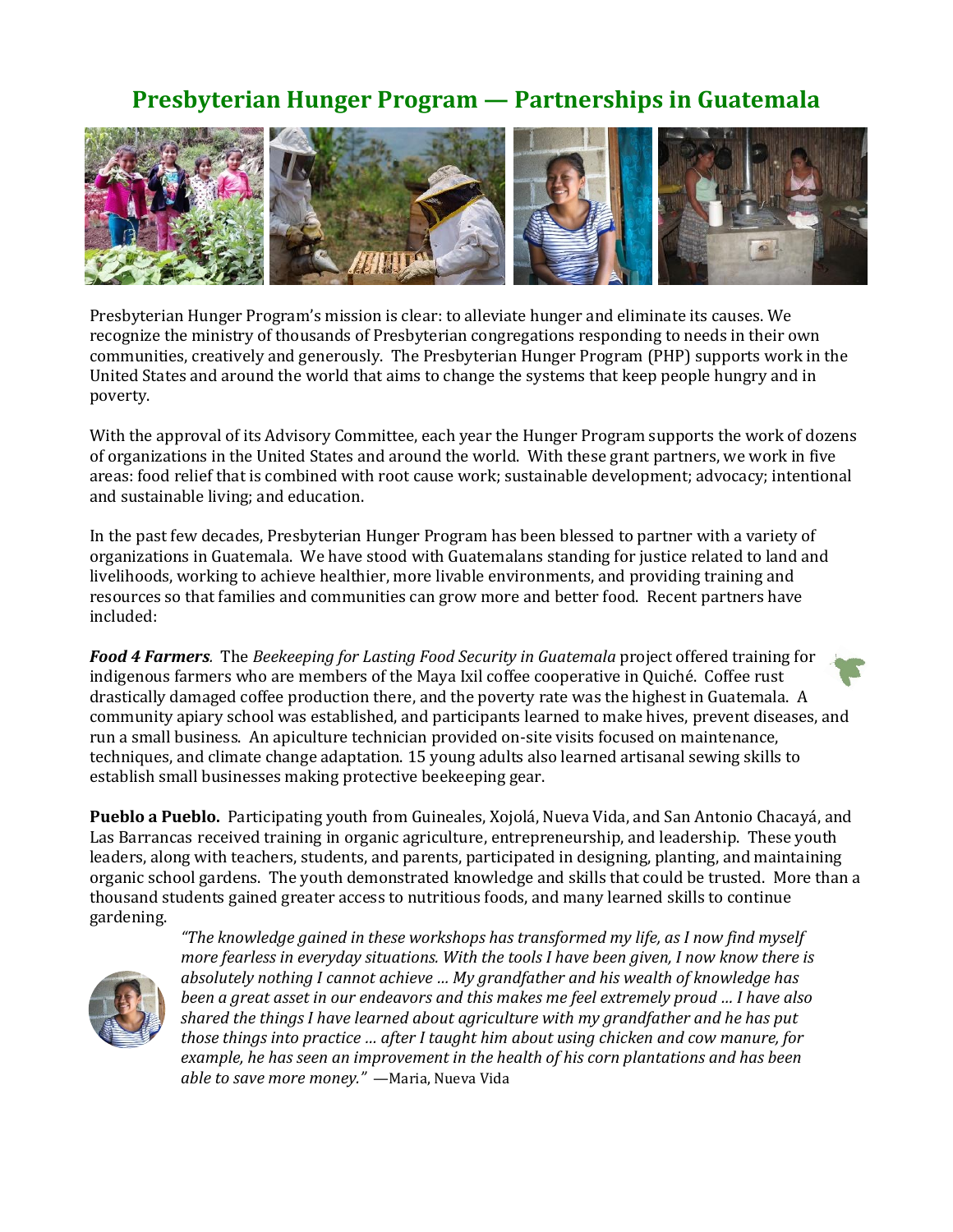# Presbyterian Hunger Program — Partnerships in Guatemala

Presbyterian Hunger Program's mission is clear: to alleviate hunger and eliminate its causes. We recognize the ministry of thousands of Presbyterian congregations responding to needs in their own communities, creatively and generously. The Presbyterian Hunger Program (PHP) supports work in the United States and around the world that aims to change the systems that keep people hungry and in poverty.

With the approval of its Advisory Committee, each year the Hunger Program supports the work of dozens of organizations in the United States and around the world. With these grant partners, we work in five areas: food relief that is combined with root cause work; sustainable development; advocacy; intentional and sustainable living; and education.

In the past few decades, Presbyterian Hunger Program has been blessed to partner with a variety of organizations in Guatemala. We have stood with Guatemalans standing for justice related to land and livelihoods, working to achieve healthier, more livable environments, and providing training and resources so that families and communities can grow more and better food. Recent partners have included:

***Food 4 Farmers***. The *Beekeeping for Lasting Food Security in Guatemala* project offered training for indigenous farmers who are members of the Maya Ixil coffee cooperative in Quiché. Coffee rust drastically damaged coffee production there, and the poverty rate was the highest in Guatemala. A community apiary school was established, and participants learned to make hives, prevent diseases, and run a small business. An apiculture technician provided on-site visits focused on maintenance, techniques, and climate change adaptation. 15 young adults also learned artisanal sewing skills to establish small businesses making protective beekeeping gear.

**Pueblo a Pueblo.** Participating youth from Guineales, Xojolá, Nueva Vida, and San Antonio Chacayá, and Las Barrancas received training in organic agriculture, entrepreneurship, and leadership. These youth leaders, along with teachers, students, and parents, participated in designing, planting, and maintaining organic school gardens. The youth demonstrated knowledge and skills that could be trusted. More than a thousand students gained greater access to nutritious foods, and many learned skills to continue gardening.

*"The knowledge gained in these workshops has transformed my life, as I now find myself more fearless in everyday situations. With the tools I have been given, I now know there is absolutely nothing I cannot achieve … My grandfather and his wealth of knowledge has been a great asset in our endeavors and this makes me feel extremely proud … I have also shared the things I have learned about agriculture with my grandfather and he has put those things into practice … after I taught him about using chicken and cow manure, for example, he has seen an improvement in the health of his corn plantations and has been able to save more money."* —Maria, Nueva Vida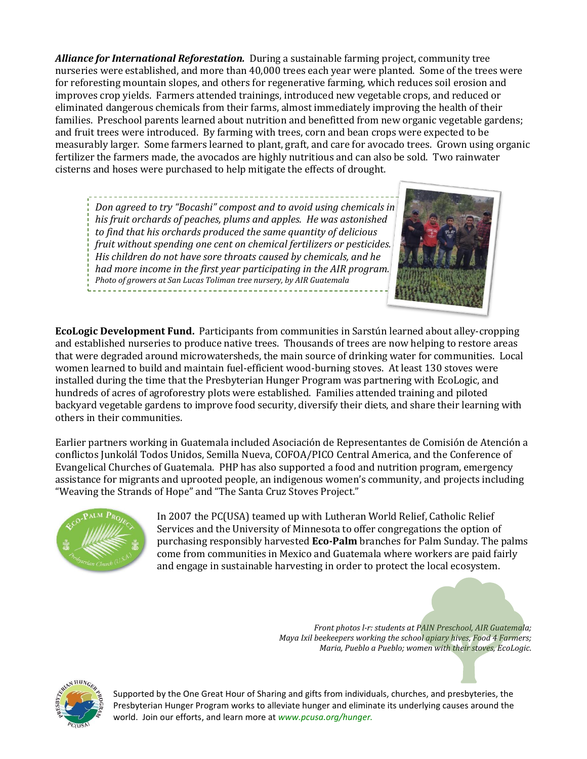***Alliance for International Reforestation.*** During a sustainable farming project, community tree nurseries were established, and more than 40,000 trees each year were planted. Some of the trees were for reforesting mountain slopes, and others for regenerative farming, which reduces soil erosion and improves crop yields. Farmers attended trainings, introduced new vegetable crops, and reduced or eliminated dangerous chemicals from their farms, almost immediately improving the health of their families. Preschool parents learned about nutrition and benefitted from new organic vegetable gardens; and fruit trees were introduced. By farming with trees, corn and bean crops were expected to be measurably larger. Some farmers learned to plant, graft, and care for avocado trees. Grown using organic fertilizer the farmers made, the avocados are highly nutritious and can also be sold. Two rainwater cisterns and hoses were purchased to help mitigate the effects of drought.

*Don agreed to try "Bocashi" compost and to avoid using chemicals in his fruit orchards of peaches, plums and apples. He was astonished to find that his orchards produced the same quantity of delicious fruit without spending one cent on chemical fertilizers or pesticides. His children do not have sore throats caused by chemicals, and he had more income in the first year participating in the AIR program.*

*Photo of growers at San Lucas Toliman tree nursery, by AIR Guatemala*

**EcoLogic Development Fund.** Participants from communities in Sarstún learned about alley-cropping and established nurseries to produce native trees. Thousands of trees are now helping to restore areas that were degraded around microwatersheds, the main source of drinking water for communities. Local women learned to build and maintain fuel-efficient wood-burning stoves. At least 130 stoves were installed during the time that the Presbyterian Hunger Program was partnering with EcoLogic, and hundreds of acres of agroforestry plots were established. Families attended training and piloted backyard vegetable gardens to improve food security, diversify their diets, and share their learning with others in their communities.

Earlier partners working in Guatemala included Asociación de Representantes de Comisión de Atención a conflictos Junkolál Todos Unidos, Semilla Nueva, COFOA/PICO Central America, and the Conference of Evangelical Churches of Guatemala. PHP has also supported a food and nutrition program, emergency assistance for migrants and uprooted people, an indigenous women's community, and projects including "Weaving the Strands of Hope" and "The Santa Cruz Stoves Project."

In 2007 the PC(USA) teamed up with Lutheran World Relief, Catholic Relief Services and the University of Minnesota to offer congregations the option of purchasing responsibly harvested **Eco-Palm** branches for Palm Sunday. The palms come from communities in Mexico and Guatemala where workers are paid fairly and engage in sustainable harvesting in order to protect the local ecosystem.

*Front photos l-r: students at PAIN Preschool, AIR Guatemala; Maya Ixil beekeepers working the school apiary hives, Food 4 Farmers; Maria, Pueblo a Pueblo; women with their stoves, EcoLogic.*

Supported by the One Great Hour of Sharing and gifts from individuals, churches, and presbyteries, the Presbyterian Hunger Program works to alleviate hunger and eliminate its underlying causes around the world. Join our efforts, and learn more at *www.pcusa.org/hunger.*